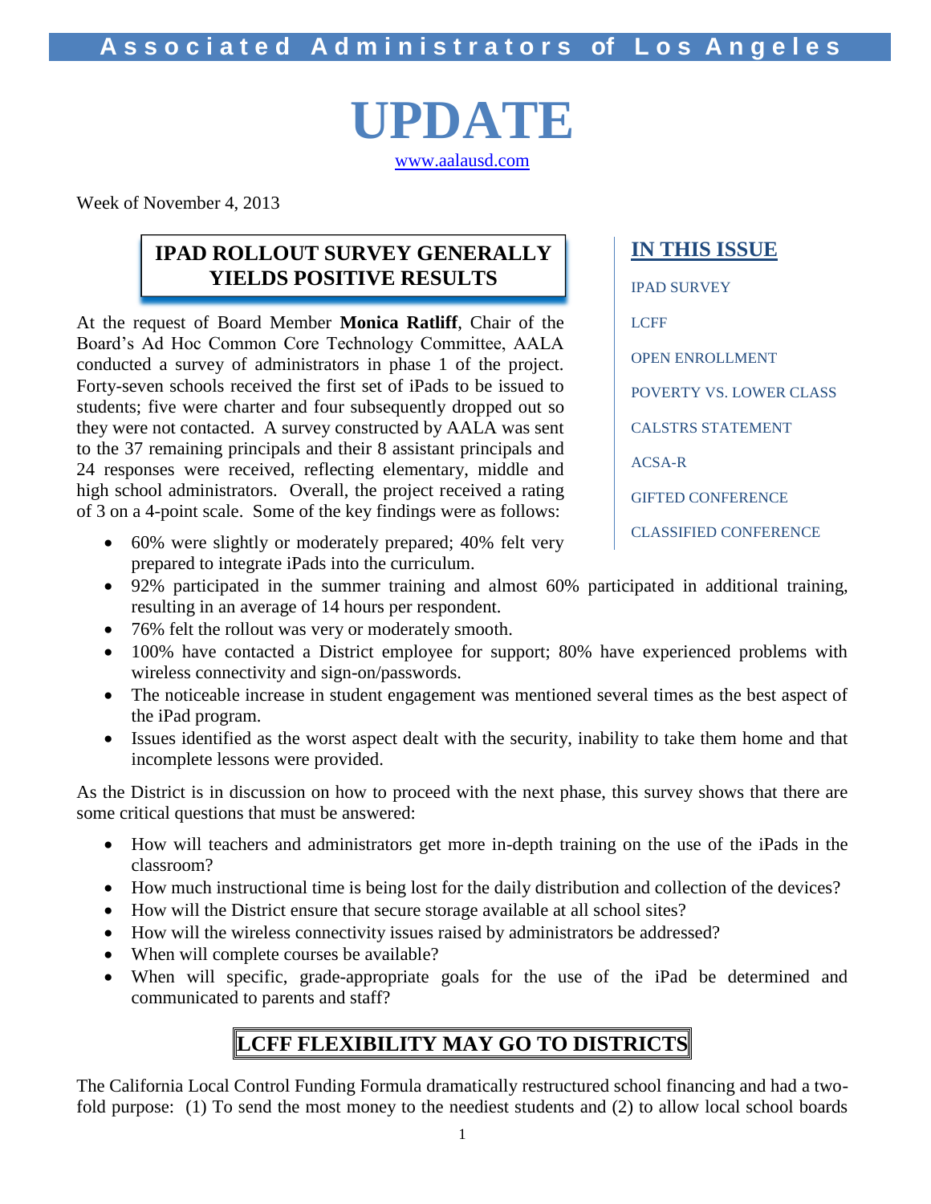# Associated Administrators of Los Angeles

# UPDATE

www.aalausd.com

Week of November 4, 2013

**IN THIS ISSUE**

- IPAD SURVEY
- LCFF
- OPEN ENROLLMENT
- POVERTY VS. LOWER CLASS
- CALSTRS STATEMENT
- ACSA-R
- GIFTED CONFERENCE
- CLASSIFIED CONFERENCE

## IPAD ROLLOUT SURVEY GENERALLY YIELDS POSITIVE RESULTS

At the request of Board Member **Monica Ratliff**, Chair of the Board's Ad Hoc Common Core Technology Committee, AALA conducted a survey of administrators in phase 1 of the project. Forty-seven schools received the first set of iPads to be issued to students; five were charter and four subsequently dropped out so they were not contacted. A survey constructed by AALA was sent to the 37 remaining principals and their 8 assistant principals and 24 responses were received, reflecting elementary, middle and high school administrators. Overall, the project received a rating of 3 on a 4-point scale. Some of the key findings were as follows:

- 60% were slightly or moderately prepared; 40% felt very prepared to integrate iPads into the curriculum.
- 92% participated in the summer training and almost 60% participated in additional training, resulting in an average of 14 hours per respondent.
- 76% felt the rollout was very or moderately smooth.
- 100% have contacted a District employee for support; 80% have experienced problems with wireless connectivity and sign-on/passwords.
- The noticeable increase in student engagement was mentioned several times as the best aspect of the iPad program.
- Issues identified as the worst aspect dealt with the security, inability to take them home and that incomplete lessons were provided.

As the District is in discussion on how to proceed with the next phase, this survey shows that there are some critical questions that must be answered:

- How will teachers and administrators get more in-depth training on the use of the iPads in the classroom?
- How much instructional time is being lost for the daily distribution and collection of the devices?
- How will the District ensure that secure storage available at all school sites?
- How will the wireless connectivity issues raised by administrators be addressed?
- When will complete courses be available?
- When will specific, grade-appropriate goals for the use of the iPad be determined and communicated to parents and staff?

## LCFF FLEXIBILITY MAY GO TO DISTRICTS

The California Local Control Funding Formula dramatically restructured school financing and had a two-fold purpose: (1) To send the most money to the neediest students and (2) to allow local school boards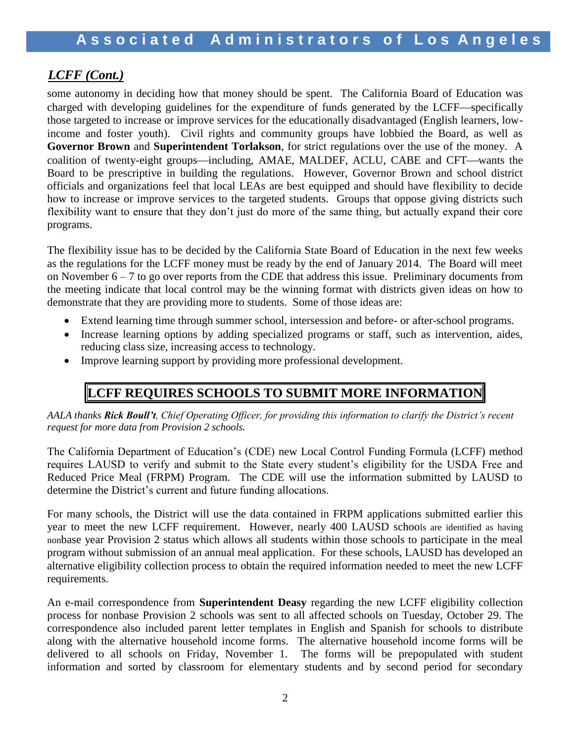## *LCFF (Cont.)*

some autonomy in deciding how that money should be spent. The California Board of Education was charged with developing guidelines for the expenditure of funds generated by the LCFF—specifically those targeted to increase or improve services for the educationally disadvantaged (English learners, low-income and foster youth). Civil rights and community groups have lobbied the Board, as well as **Governor Brown** and **Superintendent Torlakson**, for strict regulations over the use of the money. A coalition of twenty-eight groups—including, AMAE, MALDEF, ACLU, CABE and CFT—wants the Board to be prescriptive in building the regulations. However, Governor Brown and school district officials and organizations feel that local LEAs are best equipped and should have flexibility to decide how to increase or improve services to the targeted students. Groups that oppose giving districts such flexibility want to ensure that they don't just do more of the same thing, but actually expand their core programs.

The flexibility issue has to be decided by the California State Board of Education in the next few weeks as the regulations for the LCFF money must be ready by the end of January 2014. The Board will meet on November 6 – 7 to go over reports from the CDE that address this issue. Preliminary documents from the meeting indicate that local control may be the winning format with districts given ideas on how to demonstrate that they are providing more to students. Some of those ideas are:

- Extend learning time through summer school, intersession and before- or after-school programs.
- Increase learning options by adding specialized programs or staff, such as intervention, aides, reducing class size, increasing access to technology.
- Improve learning support by providing more professional development.

## LCFF REQUIRES SCHOOLS TO SUBMIT MORE INFORMATION

*AALA thanks **Rick Boull't**, Chief Operating Officer, for providing this information to clarify the District's recent request for more data from Provision 2 schools.*

The California Department of Education's (CDE) new Local Control Funding Formula (LCFF) method requires LAUSD to verify and submit to the State every student's eligibility for the USDA Free and Reduced Price Meal (FRPM) Program. The CDE will use the information submitted by LAUSD to determine the District's current and future funding allocations.

For many schools, the District will use the data contained in FRPM applications submitted earlier this year to meet the new LCFF requirement. However, nearly 400 LAUSD schools are identified as having nonbase year Provision 2 status which allows all students within those schools to participate in the meal program without submission of an annual meal application. For these schools, LAUSD has developed an alternative eligibility collection process to obtain the required information needed to meet the new LCFF requirements.

An e-mail correspondence from **Superintendent Deasy** regarding the new LCFF eligibility collection process for nonbase Provision 2 schools was sent to all affected schools on Tuesday, October 29. The correspondence also included parent letter templates in English and Spanish for schools to distribute along with the alternative household income forms. The alternative household income forms will be delivered to all schools on Friday, November 1. The forms will be prepopulated with student information and sorted by classroom for elementary students and by second period for secondary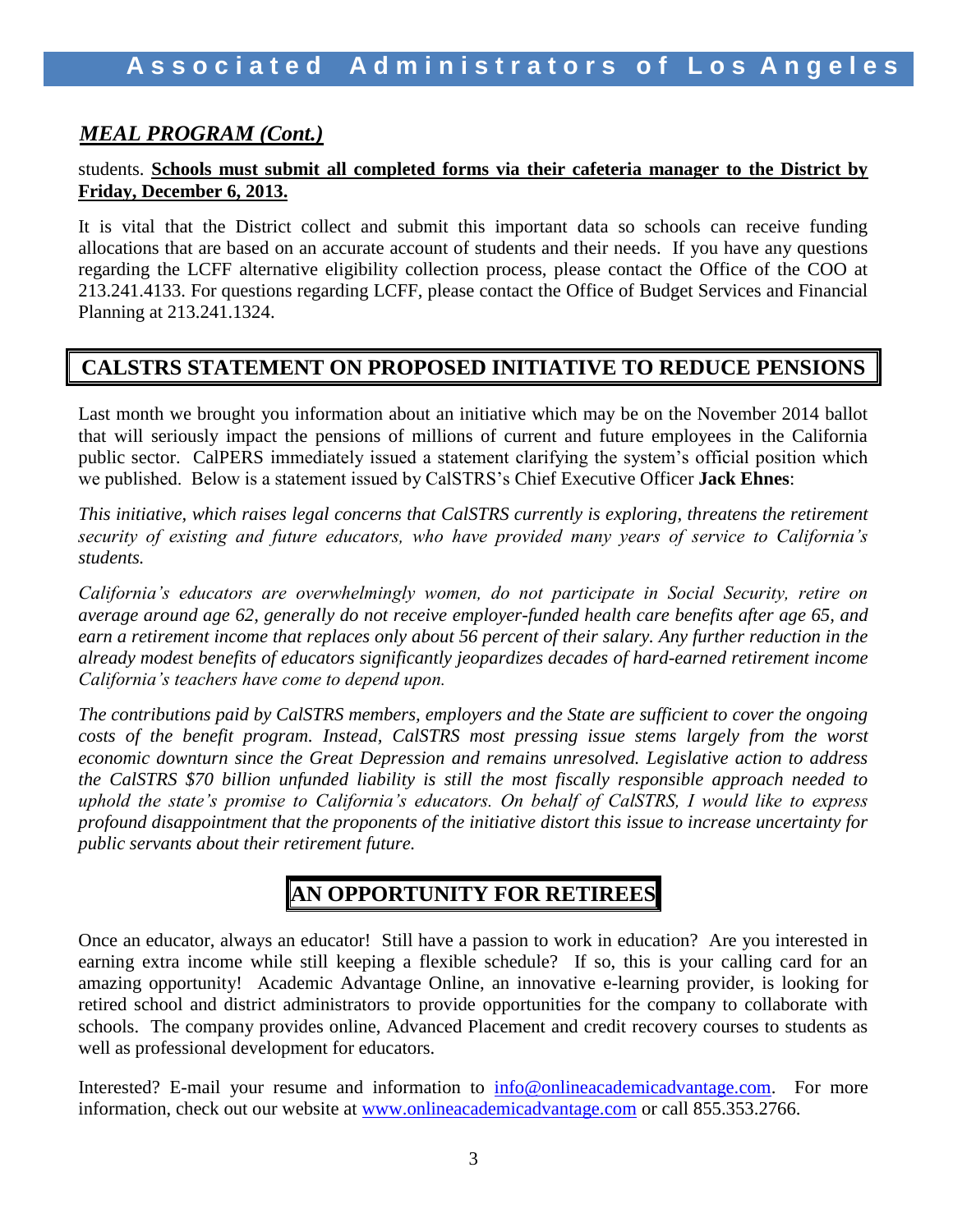## *MEAL PROGRAM (Cont.)*

students. **Schools must submit all completed forms via their cafeteria manager to the District by Friday, December 6, 2013.**

It is vital that the District collect and submit this important data so schools can receive funding allocations that are based on an accurate account of students and their needs. If you have any questions regarding the LCFF alternative eligibility collection process, please contact the Office of the COO at 213.241.4133. For questions regarding LCFF, please contact the Office of Budget Services and Financial Planning at 213.241.1324.

## CALSTRS STATEMENT ON PROPOSED INITIATIVE TO REDUCE PENSIONS

Last month we brought you information about an initiative which may be on the November 2014 ballot that will seriously impact the pensions of millions of current and future employees in the California public sector. CalPERS immediately issued a statement clarifying the system's official position which we published. Below is a statement issued by CalSTRS's Chief Executive Officer **Jack Ehnes**:

*This initiative, which raises legal concerns that CalSTRS currently is exploring, threatens the retirement security of existing and future educators, who have provided many years of service to California's students.*

*California's educators are overwhelmingly women, do not participate in Social Security, retire on average around age 62, generally do not receive employer-funded health care benefits after age 65, and earn a retirement income that replaces only about 56 percent of their salary. Any further reduction in the already modest benefits of educators significantly jeopardizes decades of hard-earned retirement income California's teachers have come to depend upon.*

*The contributions paid by CalSTRS members, employers and the State are sufficient to cover the ongoing costs of the benefit program. Instead, CalSTRS most pressing issue stems largely from the worst economic downturn since the Great Depression and remains unresolved. Legislative action to address the CalSTRS $70 billion unfunded liability is still the most fiscally responsible approach needed to uphold the state's promise to California's educators. On behalf of CalSTRS, I would like to express profound disappointment that the proponents of the initiative distort this issue to increase uncertainty for public servants about their retirement future.*

## AN OPPORTUNITY FOR RETIREES

Once an educator, always an educator! Still have a passion to work in education? Are you interested in earning extra income while still keeping a flexible schedule? If so, this is your calling card for an amazing opportunity! Academic Advantage Online, an innovative e-learning provider, is looking for retired school and district administrators to provide opportunities for the company to collaborate with schools. The company provides online, Advanced Placement and credit recovery courses to students as well as professional development for educators.

Interested? E-mail your resume and information to info@onlineacademicadvantage.com. For more information, check out our website at www.onlineacademicadvantage.com or call 855.353.2766.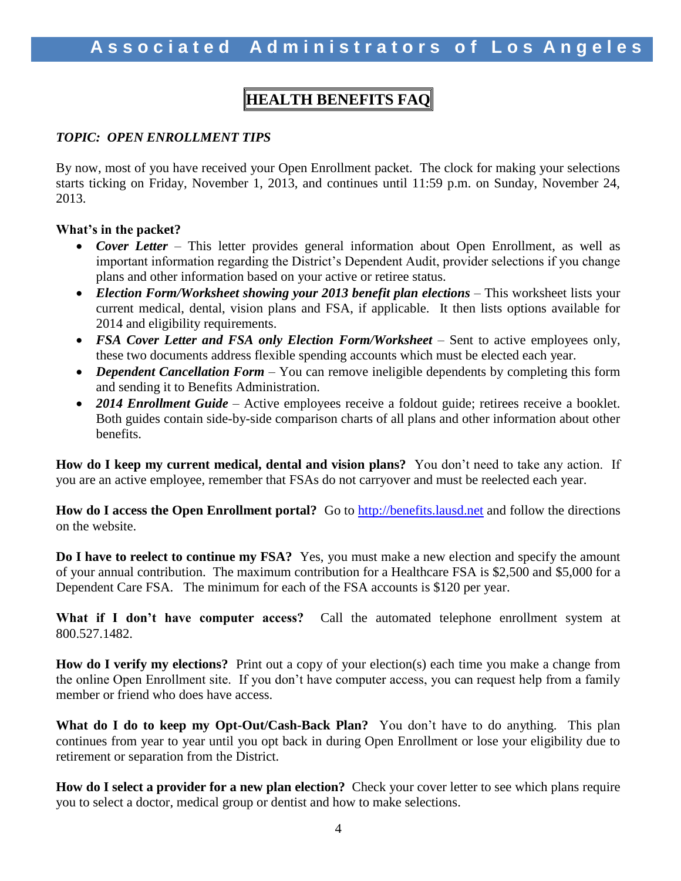# HEALTH BENEFITS FAQ

*TOPIC: OPEN ENROLLMENT TIPS*

By now, most of you have received your Open Enrollment packet. The clock for making your selections starts ticking on Friday, November 1, 2013, and continues until 11:59 p.m. on Sunday, November 24, 2013.

**What's in the packet?**

- ***Cover Letter*** – This letter provides general information about Open Enrollment, as well as important information regarding the District's Dependent Audit, provider selections if you change plans and other information based on your active or retiree status.
- ***Election Form/Worksheet showing your 2013 benefit plan elections*** – This worksheet lists your current medical, dental, vision plans and FSA, if applicable. It then lists options available for 2014 and eligibility requirements.
- ***FSA Cover Letter and FSA only Election Form/Worksheet*** – Sent to active employees only, these two documents address flexible spending accounts which must be elected each year.
- ***Dependent Cancellation Form*** – You can remove ineligible dependents by completing this form and sending it to Benefits Administration.
- ***2014 Enrollment Guide*** – Active employees receive a foldout guide; retirees receive a booklet. Both guides contain side-by-side comparison charts of all plans and other information about other benefits.

**How do I keep my current medical, dental and vision plans?** You don't need to take any action. If you are an active employee, remember that FSAs do not carryover and must be reelected each year.

**How do I access the Open Enrollment portal?** Go to http://benefits.lausd.net and follow the directions on the website.

**Do I have to reelect to continue my FSA?** Yes, you must make a new election and specify the amount of your annual contribution. The maximum contribution for a Healthcare FSA is $2,500 and $5,000 for a Dependent Care FSA. The minimum for each of the FSA accounts is $120 per year.

**What if I don't have computer access?** Call the automated telephone enrollment system at 800.527.1482.

**How do I verify my elections?** Print out a copy of your election(s) each time you make a change from the online Open Enrollment site. If you don't have computer access, you can request help from a family member or friend who does have access.

**What do I do to keep my Opt-Out/Cash-Back Plan?** You don't have to do anything. This plan continues from year to year until you opt back in during Open Enrollment or lose your eligibility due to retirement or separation from the District.

**How do I select a provider for a new plan election?** Check your cover letter to see which plans require you to select a doctor, medical group or dentist and how to make selections.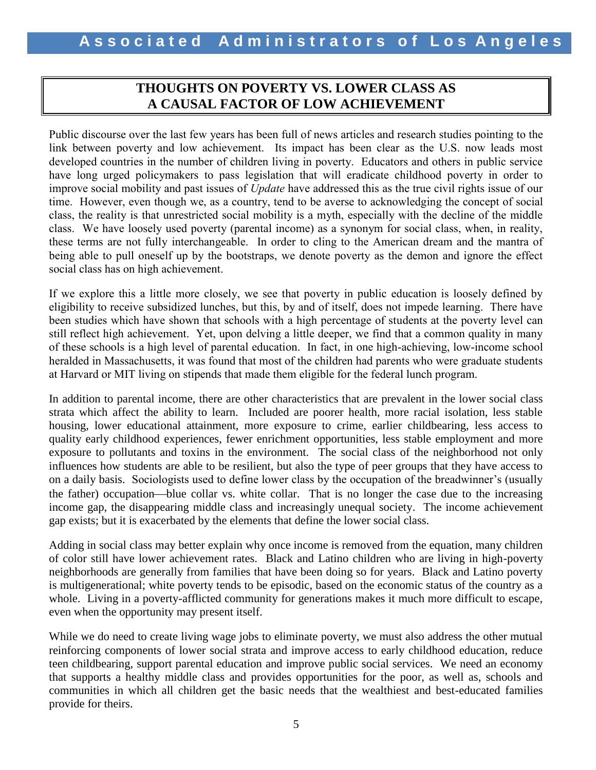## THOUGHTS ON POVERTY VS. LOWER CLASS AS A CAUSAL FACTOR OF LOW ACHIEVEMENT

Public discourse over the last few years has been full of news articles and research studies pointing to the link between poverty and low achievement. Its impact has been clear as the U.S. now leads most developed countries in the number of children living in poverty. Educators and others in public service have long urged policymakers to pass legislation that will eradicate childhood poverty in order to improve social mobility and past issues of *Update* have addressed this as the true civil rights issue of our time. However, even though we, as a country, tend to be averse to acknowledging the concept of social class, the reality is that unrestricted social mobility is a myth, especially with the decline of the middle class. We have loosely used poverty (parental income) as a synonym for social class, when, in reality, these terms are not fully interchangeable. In order to cling to the American dream and the mantra of being able to pull oneself up by the bootstraps, we denote poverty as the demon and ignore the effect social class has on high achievement.

If we explore this a little more closely, we see that poverty in public education is loosely defined by eligibility to receive subsidized lunches, but this, by and of itself, does not impede learning. There have been studies which have shown that schools with a high percentage of students at the poverty level can still reflect high achievement. Yet, upon delving a little deeper, we find that a common quality in many of these schools is a high level of parental education. In fact, in one high-achieving, low-income school heralded in Massachusetts, it was found that most of the children had parents who were graduate students at Harvard or MIT living on stipends that made them eligible for the federal lunch program.

In addition to parental income, there are other characteristics that are prevalent in the lower social class strata which affect the ability to learn. Included are poorer health, more racial isolation, less stable housing, lower educational attainment, more exposure to crime, earlier childbearing, less access to quality early childhood experiences, fewer enrichment opportunities, less stable employment and more exposure to pollutants and toxins in the environment. The social class of the neighborhood not only influences how students are able to be resilient, but also the type of peer groups that they have access to on a daily basis. Sociologists used to define lower class by the occupation of the breadwinner's (usually the father) occupation—blue collar vs. white collar. That is no longer the case due to the increasing income gap, the disappearing middle class and increasingly unequal society. The income achievement gap exists; but it is exacerbated by the elements that define the lower social class.

Adding in social class may better explain why once income is removed from the equation, many children of color still have lower achievement rates. Black and Latino children who are living in high-poverty neighborhoods are generally from families that have been doing so for years. Black and Latino poverty is multigenerational; white poverty tends to be episodic, based on the economic status of the country as a whole. Living in a poverty-afflicted community for generations makes it much more difficult to escape, even when the opportunity may present itself.

While we do need to create living wage jobs to eliminate poverty, we must also address the other mutual reinforcing components of lower social strata and improve access to early childhood education, reduce teen childbearing, support parental education and improve public social services. We need an economy that supports a healthy middle class and provides opportunities for the poor, as well as, schools and communities in which all children get the basic needs that the wealthiest and best-educated families provide for theirs.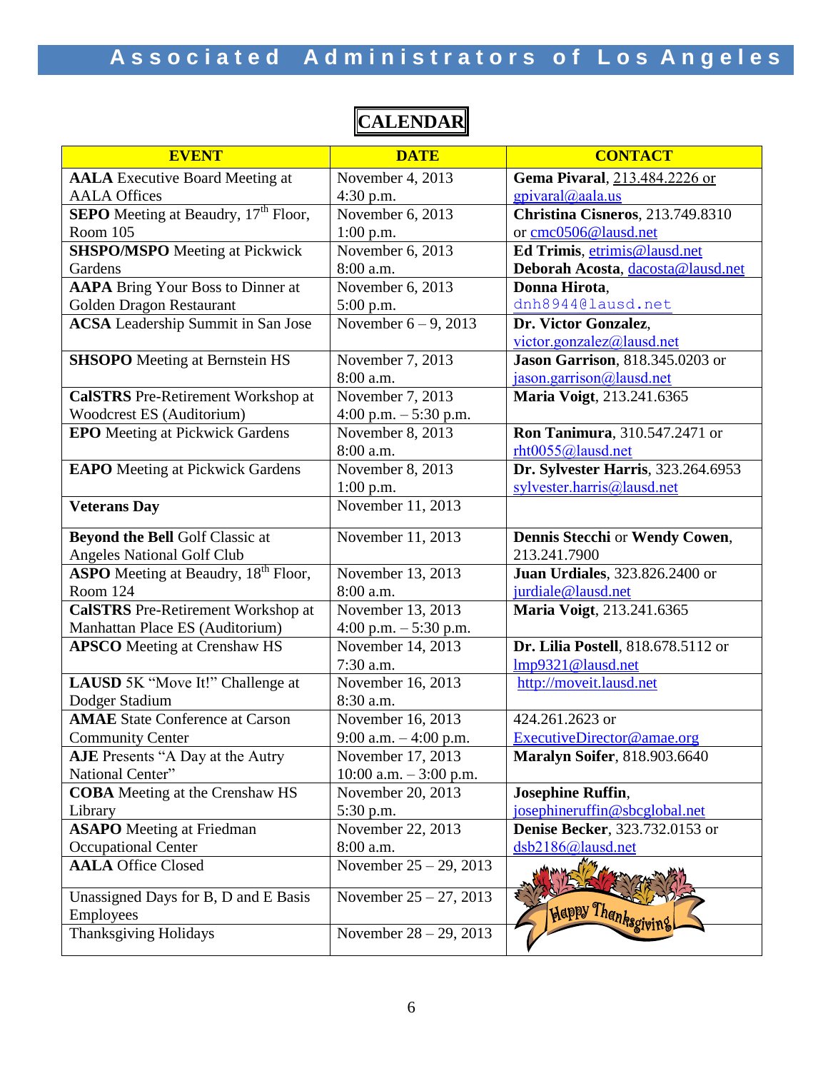# CALENDAR

| EVENT | DATE | CONTACT |
|---|---|---|
| **AALA** Executive Board Meeting at AALA Offices | November 4, 2013 4:30 p.m. | **Gema Pivaral**, 213.484.2226 or gpivaral@aala.us |
| **SEPO** Meeting at Beaudry, 17th Floor, Room 105 | November 6, 2013 1:00 p.m. | **Christina Cisneros**, 213.749.8310 or cmc0506@lausd.net |
| **SHSPO/MSPO** Meeting at Pickwick Gardens | November 6, 2013 8:00 a.m. | **Ed Trimis**, etrimis@lausd.net **Deborah Acosta**, dacosta@lausd.net |
| **AAPA** Bring Your Boss to Dinner at Golden Dragon Restaurant | November 6, 2013 5:00 p.m. | **Donna Hirota**, dnh8944@lausd.net |
| **ACSA** Leadership Summit in San Jose | November 6 – 9, 2013 | **Dr. Victor Gonzalez**, victor.gonzalez@lausd.net |
| **SHSOPO** Meeting at Bernstein HS | November 7, 2013 8:00 a.m. | **Jason Garrison**, 818.345.0203 or jason.garrison@lausd.net |
| **CalSTRS** Pre-Retirement Workshop at Woodcrest ES (Auditorium) | November 7, 2013 4:00 p.m. – 5:30 p.m. | **Maria Voigt**, 213.241.6365 |
| **EPO** Meeting at Pickwick Gardens | November 8, 2013 8:00 a.m. | **Ron Tanimura**, 310.547.2471 or rht0055@lausd.net |
| **EAPO** Meeting at Pickwick Gardens | November 8, 2013 1:00 p.m. | **Dr. Sylvester Harris**, 323.264.6953 sylvester.harris@lausd.net |
| **Veterans Day** | November 11, 2013 | |
| **Beyond the Bell** Golf Classic at Angeles National Golf Club | November 11, 2013 | **Dennis Stecchi** or **Wendy Cowen**, 213.241.7900 |
| **ASPO** Meeting at Beaudry, 18th Floor, Room 124 | November 13, 2013 8:00 a.m. | **Juan Urdiales**, 323.826.2400 or jurdiale@lausd.net |
| **CalSTRS** Pre-Retirement Workshop at Manhattan Place ES (Auditorium) | November 13, 2013 4:00 p.m. – 5:30 p.m. | **Maria Voigt**, 213.241.6365 |
| **APSCO** Meeting at Crenshaw HS | November 14, 2013 7:30 a.m. | **Dr. Lilia Postell**, 818.678.5112 or lmp9321@lausd.net |
| **LAUSD** 5K "Move It!" Challenge at Dodger Stadium | November 16, 2013 8:30 a.m. | http://moveit.lausd.net |
| **AMAE** State Conference at Carson Community Center | November 16, 2013 9:00 a.m. – 4:00 p.m. | 424.261.2623 or ExecutiveDirector@amae.org |
| **AJE** Presents "A Day at the Autry National Center" | November 17, 2013 10:00 a.m. – 3:00 p.m. | **Maralyn Soifer**, 818.903.6640 |
| **COBA** Meeting at the Crenshaw HS Library | November 20, 2013 5:30 p.m. | **Josephine Ruffin**, josephineruffin@sbcglobal.net |
| **ASAPO** Meeting at Friedman Occupational Center | November 22, 2013 8:00 a.m. | **Denise Becker**, 323.732.0153 or dsb2186@lausd.net |
| **AALA** Office Closed | November 25 – 29, 2013 | |
| Unassigned Days for B, D and E Basis Employees | November 25 – 27, 2013 | |
| Thanksgiving Holidays | November 28 – 29, 2013 | |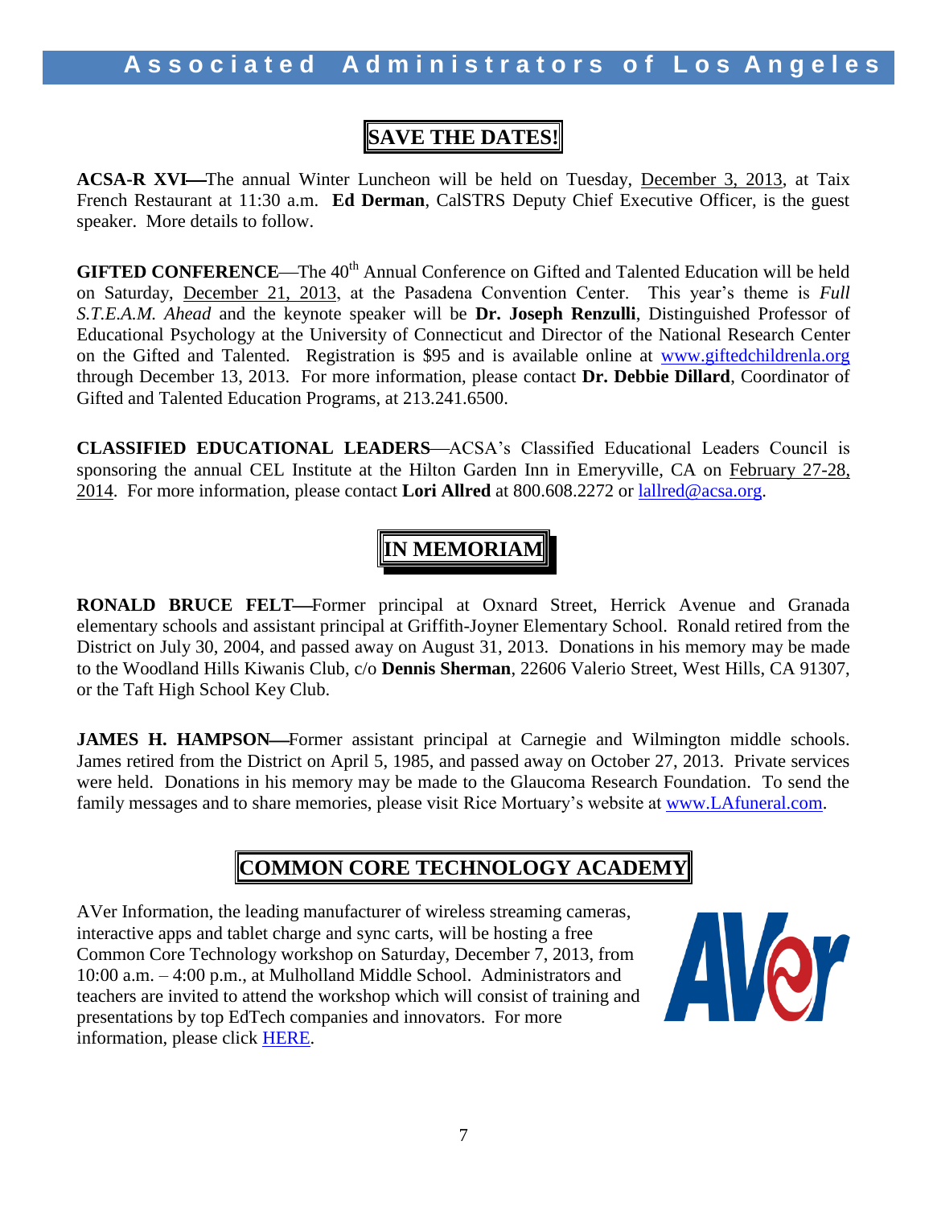## SAVE THE DATES!

**ACSA-R XVI**—The annual Winter Luncheon will be held on Tuesday, December 3, 2013, at Taix French Restaurant at 11:30 a.m. **Ed Derman**, CalSTRS Deputy Chief Executive Officer, is the guest speaker. More details to follow.

**GIFTED CONFERENCE**—The 40th Annual Conference on Gifted and Talented Education will be held on Saturday, December 21, 2013, at the Pasadena Convention Center. This year's theme is *Full S.T.E.A.M. Ahead* and the keynote speaker will be **Dr. Joseph Renzulli**, Distinguished Professor of Educational Psychology at the University of Connecticut and Director of the National Research Center on the Gifted and Talented. Registration is $95 and is available online at www.giftedchildrenla.org through December 13, 2013. For more information, please contact **Dr. Debbie Dillard**, Coordinator of Gifted and Talented Education Programs, at 213.241.6500.

**CLASSIFIED EDUCATIONAL LEADERS**—ACSA's Classified Educational Leaders Council is sponsoring the annual CEL Institute at the Hilton Garden Inn in Emeryville, CA on February 27-28, 2014. For more information, please contact **Lori Allred** at 800.608.2272 or lallred@acsa.org.

## IN MEMORIAM

**RONALD BRUCE FELT**—Former principal at Oxnard Street, Herrick Avenue and Granada elementary schools and assistant principal at Griffith-Joyner Elementary School. Ronald retired from the District on July 30, 2004, and passed away on August 31, 2013. Donations in his memory may be made to the Woodland Hills Kiwanis Club, c/o **Dennis Sherman**, 22606 Valerio Street, West Hills, CA 91307, or the Taft High School Key Club.

**JAMES H. HAMPSON**—Former assistant principal at Carnegie and Wilmington middle schools. James retired from the District on April 5, 1985, and passed away on October 27, 2013. Private services were held. Donations in his memory may be made to the Glaucoma Research Foundation. To send the family messages and to share memories, please visit Rice Mortuary's website at www.LAfuneral.com.

## COMMON CORE TECHNOLOGY ACADEMY

AVer Information, the leading manufacturer of wireless streaming cameras, interactive apps and tablet charge and sync carts, will be hosting a free Common Core Technology workshop on Saturday, December 7, 2013, from 10:00 a.m. – 4:00 p.m., at Mulholland Middle School. Administrators and teachers are invited to attend the workshop which will consist of training and presentations by top EdTech companies and innovators. For more information, please click HERE.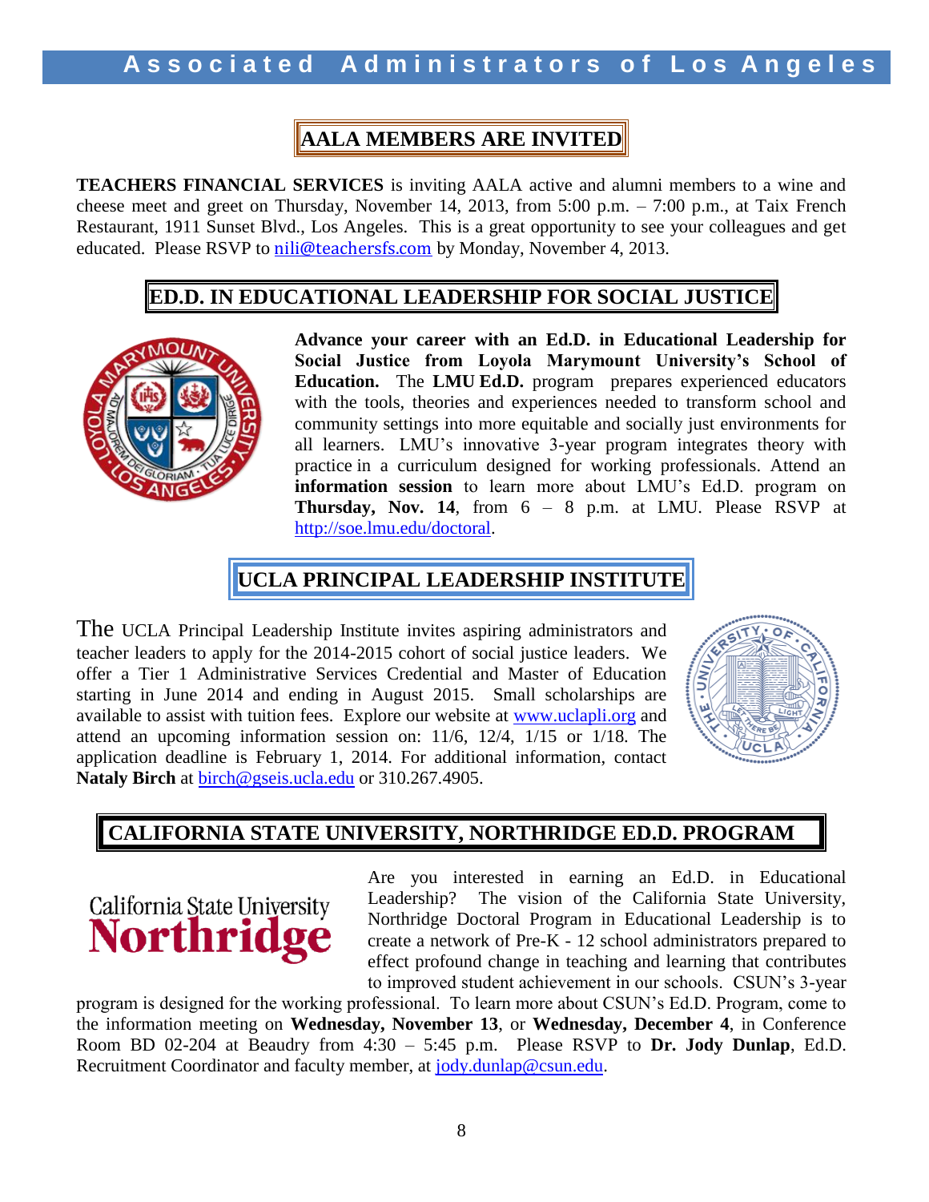## AALA MEMBERS ARE INVITED

**TEACHERS FINANCIAL SERVICES** is inviting AALA active and alumni members to a wine and cheese meet and greet on Thursday, November 14, 2013, from 5:00 p.m. – 7:00 p.m., at Taix French Restaurant, 1911 Sunset Blvd., Los Angeles. This is a great opportunity to see your colleagues and get educated. Please RSVP to nili@teachersfs.com by Monday, November 4, 2013.

## ED.D. IN EDUCATIONAL LEADERSHIP FOR SOCIAL JUSTICE

**Advance your career with an Ed.D. in Educational Leadership for Social Justice from Loyola Marymount University's School of Education.** The **LMU Ed.D.** program prepares experienced educators with the tools, theories and experiences needed to transform school and community settings into more equitable and socially just environments for all learners. LMU's innovative 3-year program integrates theory with practice in a curriculum designed for working professionals. Attend an **information session** to learn more about LMU's Ed.D. program on **Thursday, Nov. 14**, from 6 – 8 p.m. at LMU. Please RSVP at http://soe.lmu.edu/doctoral.

## UCLA PRINCIPAL LEADERSHIP INSTITUTE

The UCLA Principal Leadership Institute invites aspiring administrators and teacher leaders to apply for the 2014-2015 cohort of social justice leaders. We offer a Tier 1 Administrative Services Credential and Master of Education starting in June 2014 and ending in August 2015. Small scholarships are available to assist with tuition fees. Explore our website at www.uclapli.org and attend an upcoming information session on: 11/6, 12/4, 1/15 or 1/18. The application deadline is February 1, 2014. For additional information, contact **Nataly Birch** at birch@gseis.ucla.edu or 310.267.4905.

## CALIFORNIA STATE UNIVERSITY, NORTHRIDGE ED.D. PROGRAM

Are you interested in earning an Ed.D. in Educational Leadership? The vision of the California State University, Northridge Doctoral Program in Educational Leadership is to create a network of Pre-K - 12 school administrators prepared to effect profound change in teaching and learning that contributes to improved student achievement in our schools. CSUN's 3-year program is designed for the working professional. To learn more about CSUN's Ed.D. Program, come to the information meeting on **Wednesday, November 13**, or **Wednesday, December 4**, in Conference Room BD 02-204 at Beaudry from 4:30 – 5:45 p.m. Please RSVP to **Dr. Jody Dunlap**, Ed.D. Recruitment Coordinator and faculty member, at jody.dunlap@csun.edu.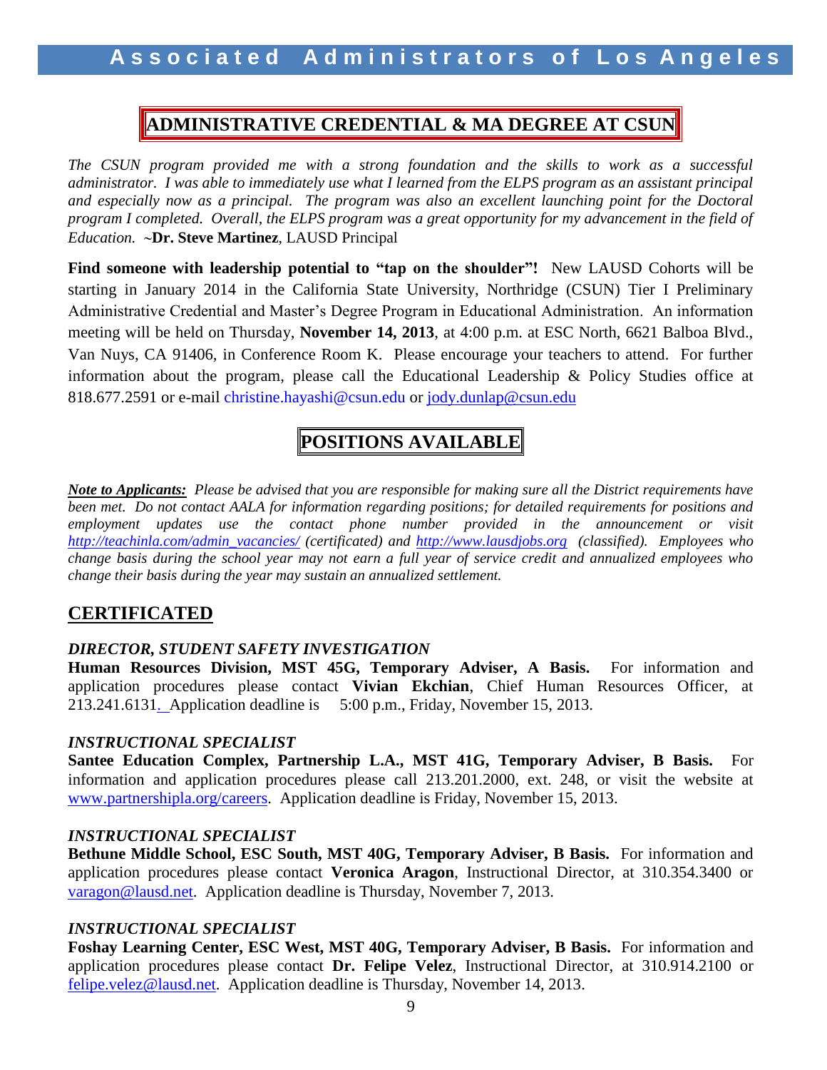## ADMINISTRATIVE CREDENTIAL & MA DEGREE AT CSUN

*The CSUN program provided me with a strong foundation and the skills to work as a successful administrator. I was able to immediately use what I learned from the ELPS program as an assistant principal and especially now as a principal. The program was also an excellent launching point for the Doctoral program I completed. Overall, the ELPS program was a great opportunity for my advancement in the field of Education.* ~**Dr. Steve Martinez**, LAUSD Principal

**Find someone with leadership potential to "tap on the shoulder"!** New LAUSD Cohorts will be starting in January 2014 in the California State University, Northridge (CSUN) Tier I Preliminary Administrative Credential and Master's Degree Program in Educational Administration. An information meeting will be held on Thursday, **November 14, 2013**, at 4:00 p.m. at ESC North, 6621 Balboa Blvd., Van Nuys, CA 91406, in Conference Room K. Please encourage your teachers to attend. For further information about the program, please call the Educational Leadership & Policy Studies office at 818.677.2591 or e-mail christine.hayashi@csun.edu or jody.dunlap@csun.edu

## POSITIONS AVAILABLE

***Note to Applicants:*** *Please be advised that you are responsible for making sure all the District requirements have been met. Do not contact AALA for information regarding positions; for detailed requirements for positions and employment updates use the contact phone number provided in the announcement or visit http://teachinla.com/admin_vacancies/ (certificated) and http://www.lausdjobs.org (classified). Employees who change basis during the school year may not earn a full year of service credit and annualized employees who change their basis during the year may sustain an annualized settlement.*

## CERTIFICATED

### *DIRECTOR, STUDENT SAFETY INVESTIGATION*

**Human Resources Division, MST 45G, Temporary Adviser, A Basis.** For information and application procedures please contact **Vivian Ekchian**, Chief Human Resources Officer, at 213.241.6131. Application deadline is 5:00 p.m., Friday, November 15, 2013.

### *INSTRUCTIONAL SPECIALIST*

**Santee Education Complex, Partnership L.A., MST 41G, Temporary Adviser, B Basis.** For information and application procedures please call 213.201.2000, ext. 248, or visit the website at www.partnershipla.org/careers. Application deadline is Friday, November 15, 2013.

### *INSTRUCTIONAL SPECIALIST*

**Bethune Middle School, ESC South, MST 40G, Temporary Adviser, B Basis.** For information and application procedures please contact **Veronica Aragon**, Instructional Director, at 310.354.3400 or varagon@lausd.net. Application deadline is Thursday, November 7, 2013.

### *INSTRUCTIONAL SPECIALIST*

**Foshay Learning Center, ESC West, MST 40G, Temporary Adviser, B Basis.** For information and application procedures please contact **Dr. Felipe Velez**, Instructional Director, at 310.914.2100 or felipe.velez@lausd.net. Application deadline is Thursday, November 14, 2013.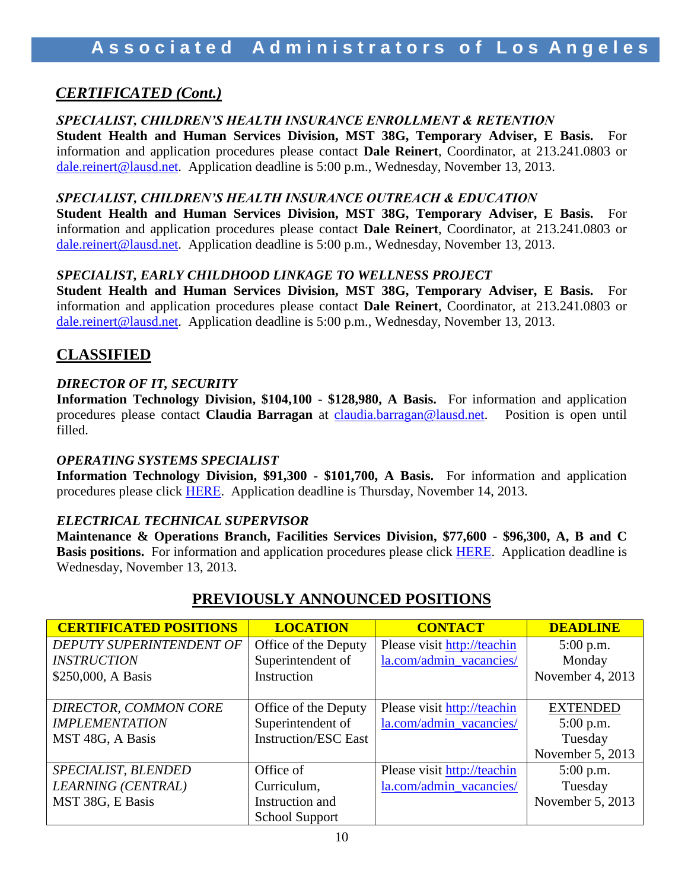## *CERTIFICATED (Cont.)*

### *SPECIALIST, CHILDREN'S HEALTH INSURANCE ENROLLMENT & RETENTION*

**Student Health and Human Services Division, MST 38G, Temporary Adviser, E Basis.** For information and application procedures please contact **Dale Reinert**, Coordinator, at 213.241.0803 or dale.reinert@lausd.net. Application deadline is 5:00 p.m., Wednesday, November 13, 2013.

### *SPECIALIST, CHILDREN'S HEALTH INSURANCE OUTREACH & EDUCATION*

**Student Health and Human Services Division, MST 38G, Temporary Adviser, E Basis.** For information and application procedures please contact **Dale Reinert**, Coordinator, at 213.241.0803 or dale.reinert@lausd.net. Application deadline is 5:00 p.m., Wednesday, November 13, 2013.

### *SPECIALIST, EARLY CHILDHOOD LINKAGE TO WELLNESS PROJECT*

**Student Health and Human Services Division, MST 38G, Temporary Adviser, E Basis.** For information and application procedures please contact **Dale Reinert**, Coordinator, at 213.241.0803 or dale.reinert@lausd.net. Application deadline is 5:00 p.m., Wednesday, November 13, 2013.

## CLASSIFIED

### *DIRECTOR OF IT, SECURITY*

**Information Technology Division, $104,100 - $128,980, A Basis.** For information and application procedures please contact **Claudia Barragan** at claudia.barragan@lausd.net. Position is open until filled.

### *OPERATING SYSTEMS SPECIALIST*

**Information Technology Division, $91,300 - $101,700, A Basis.** For information and application procedures please click HERE. Application deadline is Thursday, November 14, 2013.

### *ELECTRICAL TECHNICAL SUPERVISOR*

**Maintenance & Operations Branch, Facilities Services Division, $77,600 - $96,300, A, B and C Basis positions.** For information and application procedures please click HERE. Application deadline is Wednesday, November 13, 2013.

## PREVIOUSLY ANNOUNCED POSITIONS

| CERTIFICATED POSITIONS | LOCATION | CONTACT | DEADLINE |
|---|---|---|---|
| *DEPUTY SUPERINTENDENT OF INSTRUCTION* $250,000, A Basis | Office of the Deputy Superintendent of Instruction | Please visit http://teachinla.com/admin_vacancies/ | 5:00 p.m. Monday November 4, 2013 |
| *DIRECTOR, COMMON CORE IMPLEMENTATION* MST 48G, A Basis | Office of the Deputy Superintendent of Instruction/ESC East | Please visit http://teachinla.com/admin_vacancies/ | EXTENDED 5:00 p.m. Tuesday November 5, 2013 |
| *SPECIALIST, BLENDED LEARNING (CENTRAL)* MST 38G, E Basis | Office of Curriculum, Instruction and School Support | Please visit http://teachinla.com/admin_vacancies/ | 5:00 p.m. Tuesday November 5, 2013 |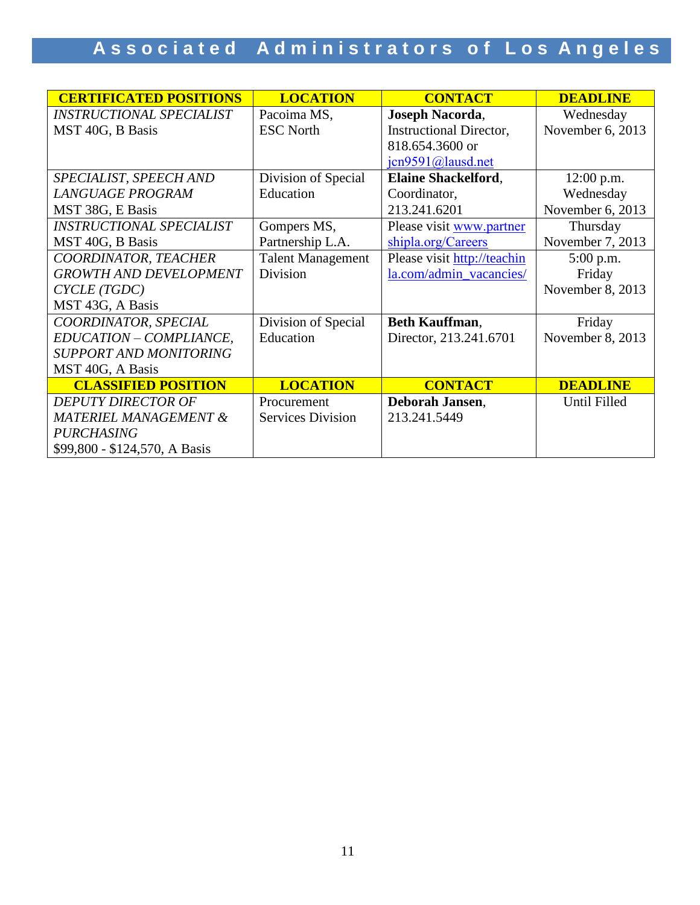| CERTIFICATED POSITIONS | LOCATION | CONTACT | DEADLINE |
|---|---|---|---|
| *INSTRUCTIONAL SPECIALIST* MST 40G, B Basis | Pacoima MS, ESC North | **Joseph Nacorda**, Instructional Director, 818.654.3600 or jcn9591@lausd.net | Wednesday November 6, 2013 |
| *SPECIALIST, SPEECH AND LANGUAGE PROGRAM* MST 38G, E Basis | Division of Special Education | **Elaine Shackelford**, Coordinator, 213.241.6201 | 12:00 p.m. Wednesday November 6, 2013 |
| *INSTRUCTIONAL SPECIALIST* MST 40G, B Basis | Gompers MS, Partnership L.A. | Please visit www.partnershipla.org/Careers | Thursday November 7, 2013 |
| *COORDINATOR, TEACHER GROWTH AND DEVELOPMENT CYCLE (TGDC)* MST 43G, A Basis | Talent Management Division | Please visit http://teachinla.com/admin_vacancies/ | 5:00 p.m. Friday November 8, 2013 |
| *COORDINATOR, SPECIAL EDUCATION – COMPLIANCE, SUPPORT AND MONITORING* MST 40G, A Basis | Division of Special Education | **Beth Kauffman**, Director, 213.241.6701 | Friday November 8, 2013 |
| **CLASSIFIED POSITION** | **LOCATION** | **CONTACT** | **DEADLINE** |
| *DEPUTY DIRECTOR OF MATERIEL MANAGEMENT & PURCHASING* $99,800 - $124,570, A Basis | Procurement Services Division | **Deborah Jansen**, 213.241.5449 | Until Filled |